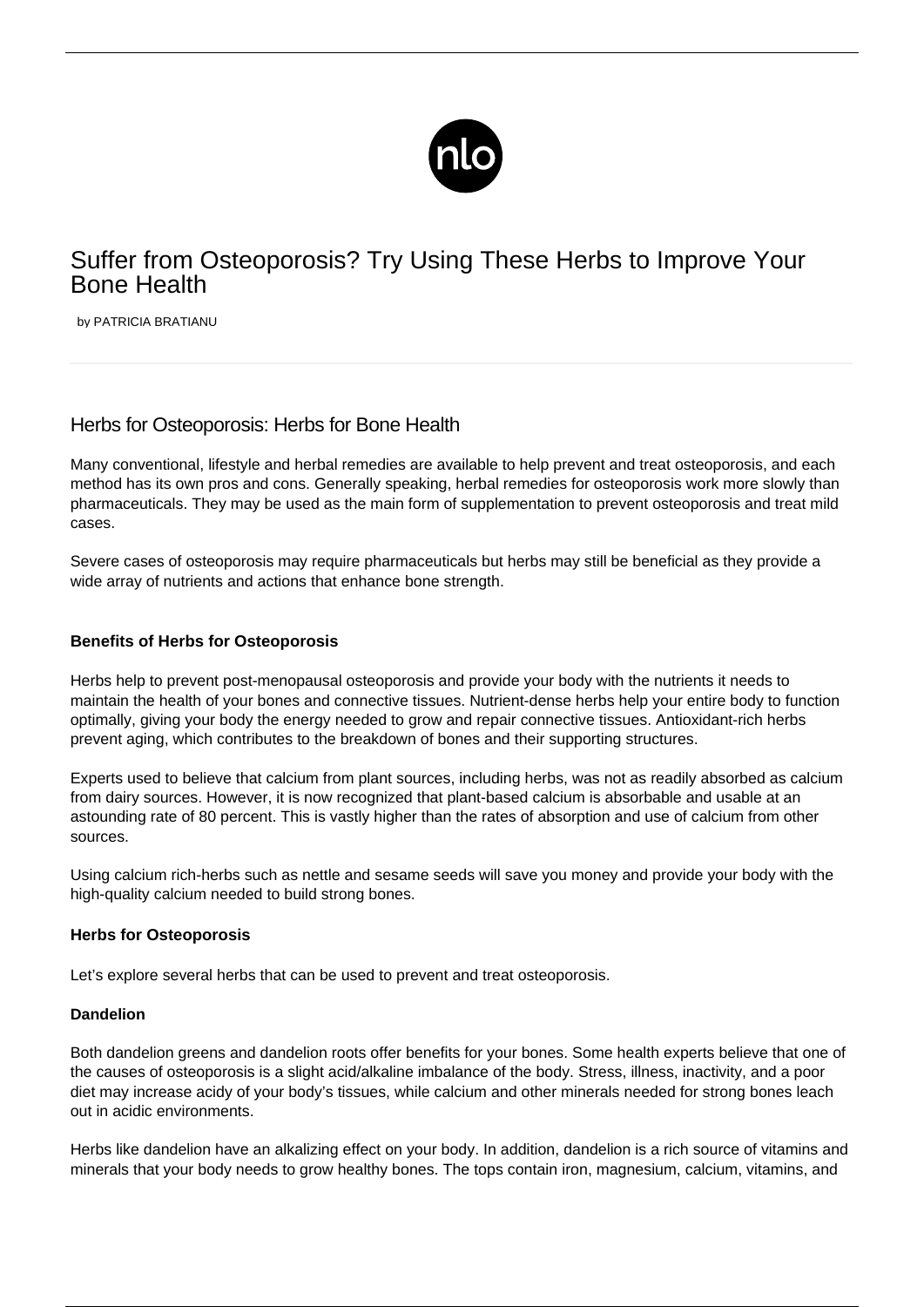# Suffer from Osteoporosis? Try Using These Herbs to Improve Your Bone Health

by PATRICIA BRATIANU

## Herbs for Osteoporosis: Herbs for Bone Health

Many conventional, lifestyle and herbal remedies are available to help prevent and treat osteoporosis, and each method has its own pros and cons. Generally speaking, herbal remedies for osteoporosis work more slowly than pharmaceuticals. They may be used as the main form of supplementation to prevent osteoporosis and treat mild cases.

Severe cases of osteoporosis may require pharmaceuticals but herbs may still be beneficial as they provide a wide array of nutrients and actions that enhance bone strength.

### Benefits of Herbs for Osteoporosis

Herbs help to prevent post-menopausal osteoporosis and provide your body with the nutrients it needs to maintain the health of your bones and connective tissues. Nutrient-dense herbs help your entire body to function optimally, giving your body the energy needed to grow and repair connective tissues. Antioxidant-rich herbs prevent aging, which contributes to the breakdown of bones and their supporting structures.

Experts used to believe that calcium from plant sources, including herbs, was not as readily absorbed as calcium from dairy sources. However, it is now recognized that plant-based calcium is absorbable and usable at an astounding rate of 80 percent. This is vastly higher than the rates of absorption and use of calcium from other sources.

Using calcium rich-herbs such as nettle and sesame seeds will save you money and provide your body with the high-quality calcium needed to build strong bones.

### Herbs for Osteoporosis

Let's explore several herbs that can be used to prevent and treat osteoporosis.

#### Dandelion

Both dandelion greens and dandelion roots offer benefits for your bones. Some health experts believe that one of the causes of osteoporosis is a slight acid/alkaline imbalance of the body. Stress, illness, inactivity, and a poor diet may increase acidy of your body's tissues, while calcium and other minerals needed for strong bones leach out in acidic environments.

Herbs like dandelion have an alkalizing effect on your body. In addition, dandelion is a rich source of vitamins and minerals that your body needs to grow healthy bones. The tops contain iron, magnesium, calcium, vitamins, and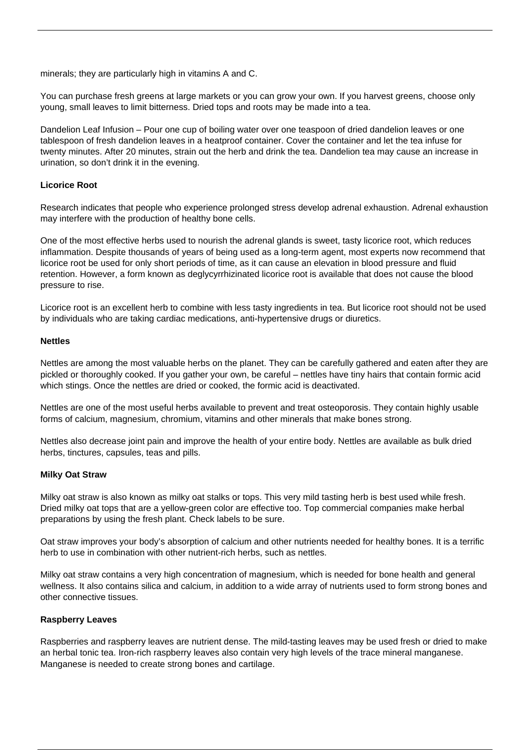minerals; they are particularly high in vitamins A and C.

You can purchase fresh greens at large markets or you can grow your own. If you harvest greens, choose only young, small leaves to limit bitterness. Dried tops and roots may be made into a tea.

Dandelion Leaf Infusion – Pour one cup of boiling water over one teaspoon of dried dandelion leaves or one tablespoon of fresh dandelion leaves in a heatproof container. Cover the container and let the tea infuse for twenty minutes. After 20 minutes, strain out the herb and drink the tea. Dandelion tea may cause an increase in urination, so don't drink it in the evening.

**Licorice Root**

Research indicates that people who experience prolonged stress develop adrenal exhaustion. Adrenal exhaustion may interfere with the production of healthy bone cells.

One of the most effective herbs used to nourish the adrenal glands is sweet, tasty licorice root, which reduces inflammation. Despite thousands of years of being used as a long-term agent, most experts now recommend that licorice root be used for only short periods of time, as it can cause an elevation in blood pressure and fluid retention. However, a form known as deglycyrrhizinated licorice root is available that does not cause the blood pressure to rise.

Licorice root is an excellent herb to combine with less tasty ingredients in tea. But licorice root should not be used by individuals who are taking cardiac medications, anti-hypertensive drugs or diuretics.

**Nettles**

Nettles are among the most valuable herbs on the planet. They can be carefully gathered and eaten after they are pickled or thoroughly cooked. If you gather your own, be careful – nettles have tiny hairs that contain formic acid which stings. Once the nettles are dried or cooked, the formic acid is deactivated.

Nettles are one of the most useful herbs available to prevent and treat osteoporosis. They contain highly usable forms of calcium, magnesium, chromium, vitamins and other minerals that make bones strong.

Nettles also decrease joint pain and improve the health of your entire body. Nettles are available as bulk dried herbs, tinctures, capsules, teas and pills.

**Milky Oat Straw**

Milky oat straw is also known as milky oat stalks or tops. This very mild tasting herb is best used while fresh. Dried milky oat tops that are a yellow-green color are effective too. Top commercial companies make herbal preparations by using the fresh plant. Check labels to be sure.

Oat straw improves your body's absorption of calcium and other nutrients needed for healthy bones. It is a terrific herb to use in combination with other nutrient-rich herbs, such as nettles.

Milky oat straw contains a very high concentration of magnesium, which is needed for bone health and general wellness. It also contains silica and calcium, in addition to a wide array of nutrients used to form strong bones and other connective tissues.

**Raspberry Leaves**

Raspberries and raspberry leaves are nutrient dense. The mild-tasting leaves may be used fresh or dried to make an herbal tonic tea. Iron-rich raspberry leaves also contain very high levels of the trace mineral manganese. Manganese is needed to create strong bones and cartilage.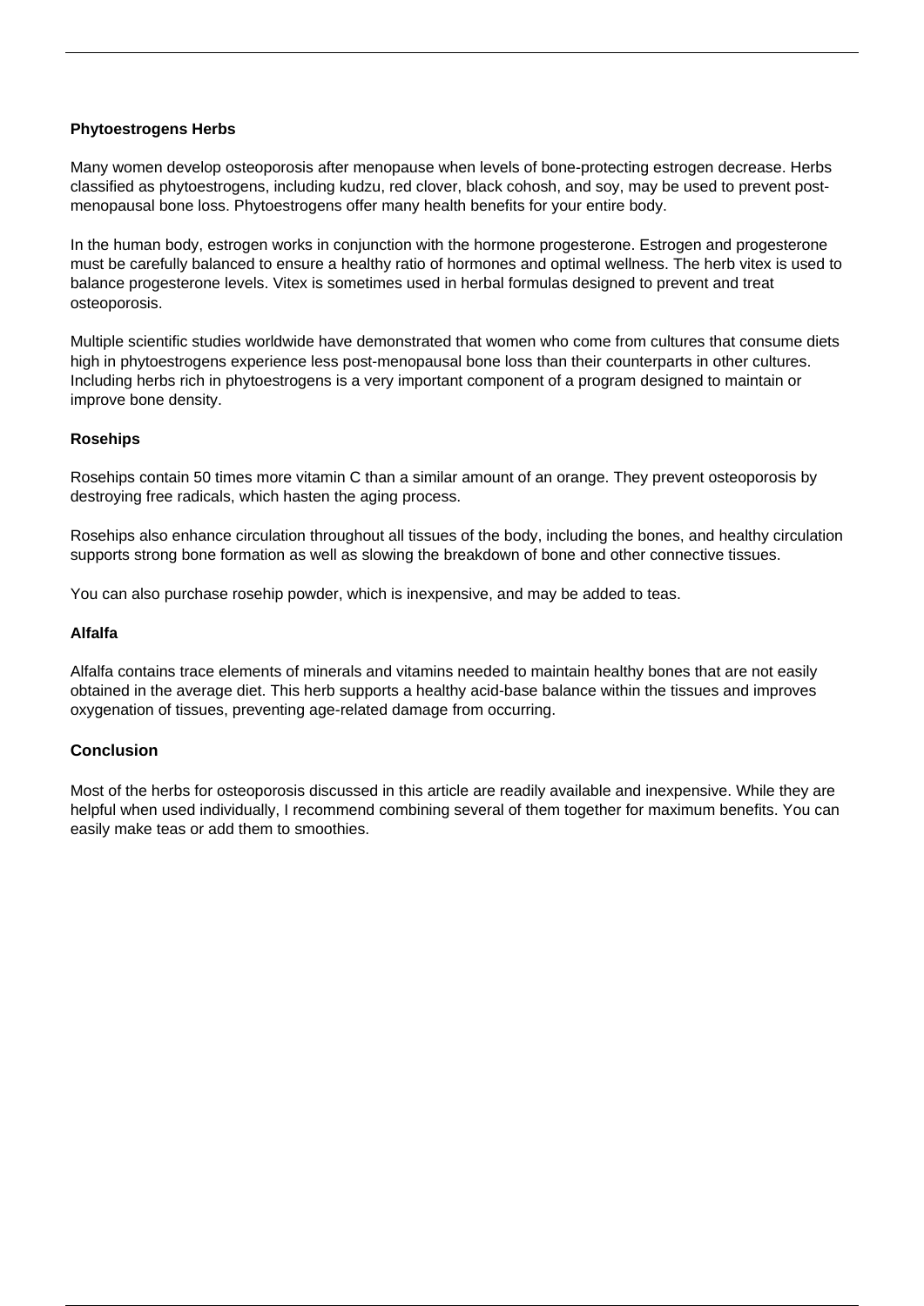### Phytoestrogens Herbs

Many women develop osteoporosis after menopause when levels of bone-protecting estrogen decrease. Herbs classified as phytoestrogens, including kudzu, red clover, black cohosh, and soy, may be used to prevent post-menopausal bone loss. Phytoestrogens offer many health benefits for your entire body.

In the human body, estrogen works in conjunction with the hormone progesterone. Estrogen and progesterone must be carefully balanced to ensure a healthy ratio of hormones and optimal wellness. The herb vitex is used to balance progesterone levels. Vitex is sometimes used in herbal formulas designed to prevent and treat osteoporosis.

Multiple scientific studies worldwide have demonstrated that women who come from cultures that consume diets high in phytoestrogens experience less post-menopausal bone loss than their counterparts in other cultures. Including herbs rich in phytoestrogens is a very important component of a program designed to maintain or improve bone density.

### Rosehips

Rosehips contain 50 times more vitamin C than a similar amount of an orange. They prevent osteoporosis by destroying free radicals, which hasten the aging process.

Rosehips also enhance circulation throughout all tissues of the body, including the bones, and healthy circulation supports strong bone formation as well as slowing the breakdown of bone and other connective tissues.

You can also purchase rosehip powder, which is inexpensive, and may be added to teas.

### Alfalfa

Alfalfa contains trace elements of minerals and vitamins needed to maintain healthy bones that are not easily obtained in the average diet. This herb supports a healthy acid-base balance within the tissues and improves oxygenation of tissues, preventing age-related damage from occurring.

### Conclusion

Most of the herbs for osteoporosis discussed in this article are readily available and inexpensive. While they are helpful when used individually, I recommend combining several of them together for maximum benefits. You can easily make teas or add them to smoothies.